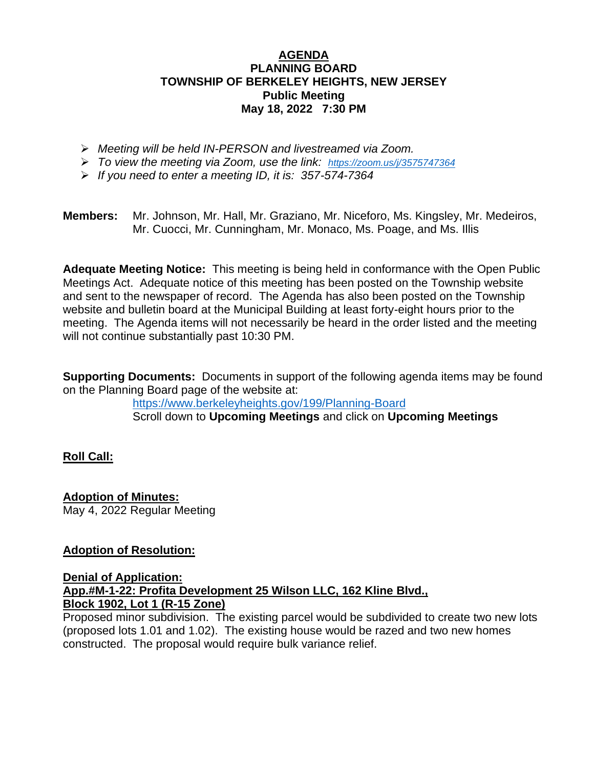**AGENDA**
**PLANNING BOARD**
**TOWNSHIP OF BERKELEY HEIGHTS, NEW JERSEY**
**Public Meeting**
**May 18, 2022 7:30 PM**

- *Meeting will be held IN-PERSON and livestreamed via Zoom.*
- *To view the meeting via Zoom, use the link:* *https://zoom.us/j/3575747364*
- *If you need to enter a meeting ID, it is: 357-574-7364*

**Members:** Mr. Johnson, Mr. Hall, Mr. Graziano, Mr. Niceforo, Ms. Kingsley, Mr. Medeiros, Mr. Cuocci, Mr. Cunningham, Mr. Monaco, Ms. Poage, and Ms. Illis

**Adequate Meeting Notice:** This meeting is being held in conformance with the Open Public Meetings Act. Adequate notice of this meeting has been posted on the Township website and sent to the newspaper of record. The Agenda has also been posted on the Township website and bulletin board at the Municipal Building at least forty-eight hours prior to the meeting. The Agenda items will not necessarily be heard in the order listed and the meeting will not continue substantially past 10:30 PM.

**Supporting Documents:** Documents in support of the following agenda items may be found on the Planning Board page of the website at:
https://www.berkeleyheights.gov/199/Planning-Board
Scroll down to **Upcoming Meetings** and click on **Upcoming Meetings**

**Roll Call:**

**Adoption of Minutes:**
May 4, 2022 Regular Meeting

**Adoption of Resolution:**

**Denial of Application:**
**App.#M-1-22: Profita Development 25 Wilson LLC, 162 Kline Blvd., Block 1902, Lot 1 (R-15 Zone)**
Proposed minor subdivision. The existing parcel would be subdivided to create two new lots (proposed lots 1.01 and 1.02). The existing house would be razed and two new homes constructed. The proposal would require bulk variance relief.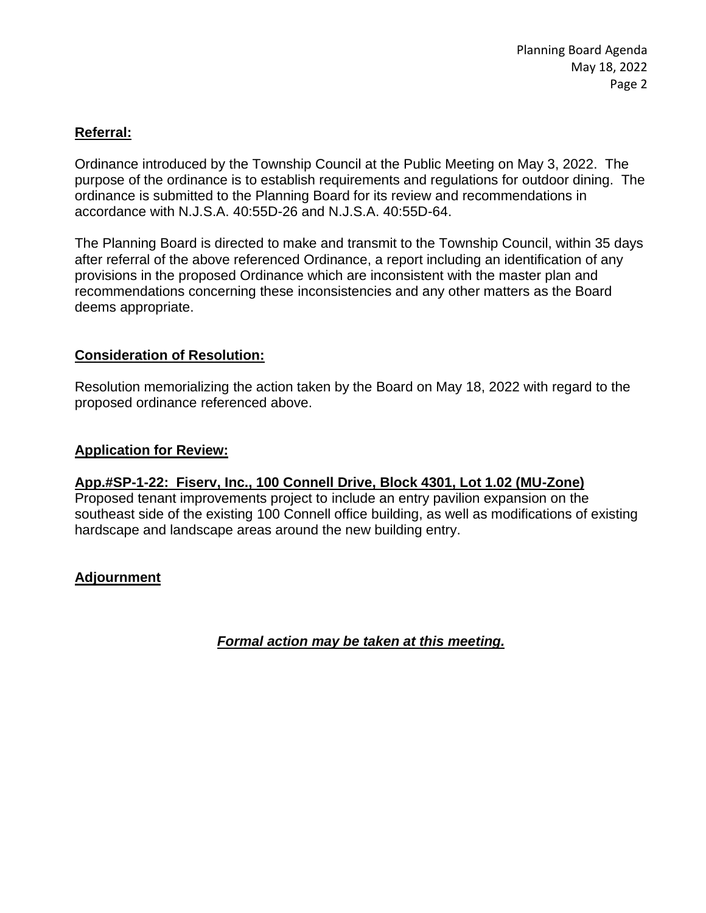**Referral:**

Ordinance introduced by the Township Council at the Public Meeting on May 3, 2022. The purpose of the ordinance is to establish requirements and regulations for outdoor dining. The ordinance is submitted to the Planning Board for its review and recommendations in accordance with N.J.S.A. 40:55D-26 and N.J.S.A. 40:55D-64.

The Planning Board is directed to make and transmit to the Township Council, within 35 days after referral of the above referenced Ordinance, a report including an identification of any provisions in the proposed Ordinance which are inconsistent with the master plan and recommendations concerning these inconsistencies and any other matters as the Board deems appropriate.

**Consideration of Resolution:**

Resolution memorializing the action taken by the Board on May 18, 2022 with regard to the proposed ordinance referenced above.

**Application for Review:**

**App.#SP-1-22: Fiserv, Inc., 100 Connell Drive, Block 4301, Lot 1.02 (MU-Zone)**
Proposed tenant improvements project to include an entry pavilion expansion on the southeast side of the existing 100 Connell office building, as well as modifications of existing hardscape and landscape areas around the new building entry.

**Adjournment**

***Formal action may be taken at this meeting.***